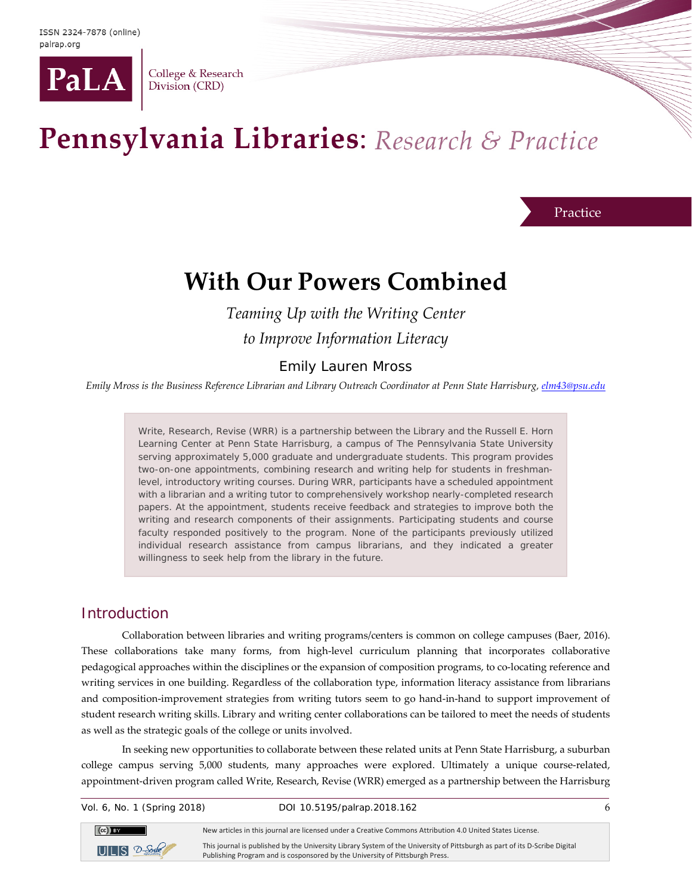ISSN 2324-7878 (online)
palrap.org

PaLA College & Research Division (CRD)

# Pennsylvania Libraries: *Research & Practice*

Practice

# With Our Powers Combined

*Teaming Up with the Writing Center to Improve Information Literacy*

Emily Lauren Mross

*Emily Mross is the Business Reference Librarian and Library Outreach Coordinator at Penn State Harrisburg, elm43@psu.edu*

> Write, Research, Revise (WRR) is a partnership between the Library and the Russell E. Horn Learning Center at Penn State Harrisburg, a campus of The Pennsylvania State University serving approximately 5,000 graduate and undergraduate students. This program provides two-on-one appointments, combining research and writing help for students in freshman-level, introductory writing courses. During WRR, participants have a scheduled appointment with a librarian and a writing tutor to comprehensively workshop nearly-completed research papers. At the appointment, students receive feedback and strategies to improve both the writing and research components of their assignments. Participating students and course faculty responded positively to the program. None of the participants previously utilized individual research assistance from campus librarians, and they indicated a greater willingness to seek help from the library in the future.

## Introduction

Collaboration between libraries and writing programs/centers is common on college campuses (Baer, 2016). These collaborations take many forms, from high-level curriculum planning that incorporates collaborative pedagogical approaches within the disciplines or the expansion of composition programs, to co-locating reference and writing services in one building. Regardless of the collaboration type, information literacy assistance from librarians and composition-improvement strategies from writing tutors seem to go hand-in-hand to support improvement of student research writing skills. Library and writing center collaborations can be tailored to meet the needs of students as well as the strategic goals of the college or units involved.

In seeking new opportunities to collaborate between these related units at Penn State Harrisburg, a suburban college campus serving 5,000 students, many approaches were explored. Ultimately a unique course-related, appointment-driven program called Write, Research, Revise (WRR) emerged as a partnership between the Harrisburg

New articles in this journal are licensed under a Creative Commons Attribution 4.0 United States License.

This journal is published by the University Library System of the University of Pittsburgh as part of its D-Scribe Digital Publishing Program and is cosponsored by the University of Pittsburgh Press.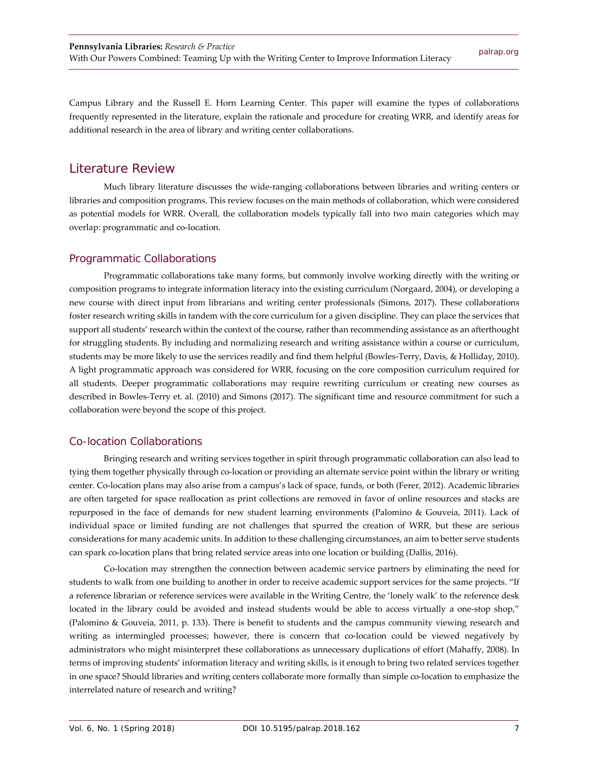Campus Library and the Russell E. Horn Learning Center. This paper will examine the types of collaborations frequently represented in the literature, explain the rationale and procedure for creating WRR, and identify areas for additional research in the area of library and writing center collaborations.

## Literature Review

Much library literature discusses the wide-ranging collaborations between libraries and writing centers or libraries and composition programs. This review focuses on the main methods of collaboration, which were considered as potential models for WRR. Overall, the collaboration models typically fall into two main categories which may overlap: programmatic and co-location.

### Programmatic Collaborations

Programmatic collaborations take many forms, but commonly involve working directly with the writing or composition programs to integrate information literacy into the existing curriculum (Norgaard, 2004), or developing a new course with direct input from librarians and writing center professionals (Simons, 2017). These collaborations foster research writing skills in tandem with the core curriculum for a given discipline. They can place the services that support all students' research within the context of the course, rather than recommending assistance as an afterthought for struggling students. By including and normalizing research and writing assistance within a course or curriculum, students may be more likely to use the services readily and find them helpful (Bowles-Terry, Davis, & Holliday, 2010). A light programmatic approach was considered for WRR, focusing on the core composition curriculum required for all students. Deeper programmatic collaborations may require rewriting curriculum or creating new courses as described in Bowles-Terry et. al. (2010) and Simons (2017). The significant time and resource commitment for such a collaboration were beyond the scope of this project.

### Co-location Collaborations

Bringing research and writing services together in spirit through programmatic collaboration can also lead to tying them together physically through co-location or providing an alternate service point within the library or writing center. Co-location plans may also arise from a campus's lack of space, funds, or both (Ferer, 2012). Academic libraries are often targeted for space reallocation as print collections are removed in favor of online resources and stacks are repurposed in the face of demands for new student learning environments (Palomino & Gouveia, 2011). Lack of individual space or limited funding are not challenges that spurred the creation of WRR, but these are serious considerations for many academic units. In addition to these challenging circumstances, an aim to better serve students can spark co-location plans that bring related service areas into one location or building (Dallis, 2016).

Co-location may strengthen the connection between academic service partners by eliminating the need for students to walk from one building to another in order to receive academic support services for the same projects. "If a reference librarian or reference services were available in the Writing Centre, the 'lonely walk' to the reference desk located in the library could be avoided and instead students would be able to access virtually a one-stop shop," (Palomino & Gouveia, 2011, p. 133). There is benefit to students and the campus community viewing research and writing as intermingled processes; however, there is concern that co-location could be viewed negatively by administrators who might misinterpret these collaborations as unnecessary duplications of effort (Mahaffy, 2008). In terms of improving students' information literacy and writing skills, is it enough to bring two related services together in one space? Should libraries and writing centers collaborate more formally than simple co-location to emphasize the interrelated nature of research and writing?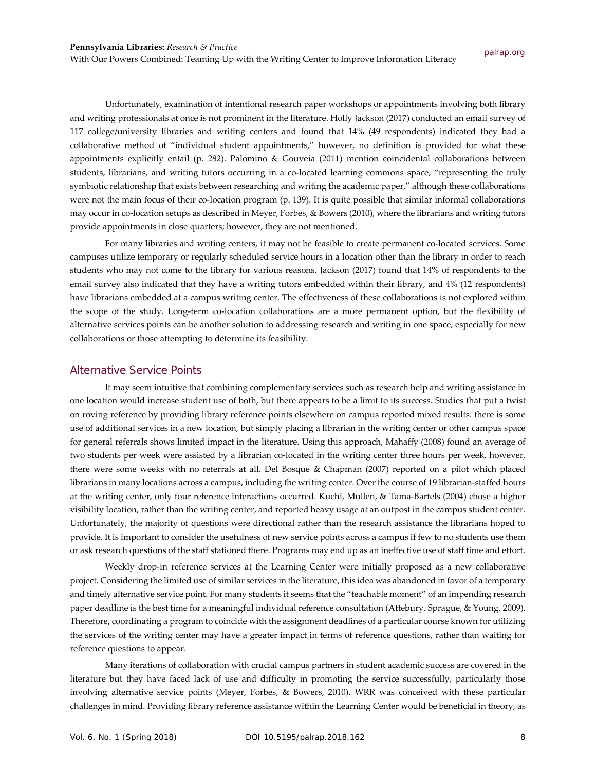Unfortunately, examination of intentional research paper workshops or appointments involving both library and writing professionals at once is not prominent in the literature. Holly Jackson (2017) conducted an email survey of 117 college/university libraries and writing centers and found that 14% (49 respondents) indicated they had a collaborative method of "individual student appointments," however, no definition is provided for what these appointments explicitly entail (p. 282). Palomino & Gouveia (2011) mention coincidental collaborations between students, librarians, and writing tutors occurring in a co-located learning commons space, "representing the truly symbiotic relationship that exists between researching and writing the academic paper," although these collaborations were not the main focus of their co-location program (p. 139). It is quite possible that similar informal collaborations may occur in co-location setups as described in Meyer, Forbes, & Bowers (2010), where the librarians and writing tutors provide appointments in close quarters; however, they are not mentioned.

For many libraries and writing centers, it may not be feasible to create permanent co-located services. Some campuses utilize temporary or regularly scheduled service hours in a location other than the library in order to reach students who may not come to the library for various reasons. Jackson (2017) found that 14% of respondents to the email survey also indicated that they have a writing tutors embedded within their library, and 4% (12 respondents) have librarians embedded at a campus writing center. The effectiveness of these collaborations is not explored within the scope of the study. Long-term co-location collaborations are a more permanent option, but the flexibility of alternative services points can be another solution to addressing research and writing in one space, especially for new collaborations or those attempting to determine its feasibility.

## Alternative Service Points

It may seem intuitive that combining complementary services such as research help and writing assistance in one location would increase student use of both, but there appears to be a limit to its success. Studies that put a twist on roving reference by providing library reference points elsewhere on campus reported mixed results: there is some use of additional services in a new location, but simply placing a librarian in the writing center or other campus space for general referrals shows limited impact in the literature. Using this approach, Mahaffy (2008) found an average of two students per week were assisted by a librarian co-located in the writing center three hours per week, however, there were some weeks with no referrals at all. Del Bosque & Chapman (2007) reported on a pilot which placed librarians in many locations across a campus, including the writing center. Over the course of 19 librarian-staffed hours at the writing center, only four reference interactions occurred. Kuchi, Mullen, & Tama-Bartels (2004) chose a higher visibility location, rather than the writing center, and reported heavy usage at an outpost in the campus student center. Unfortunately, the majority of questions were directional rather than the research assistance the librarians hoped to provide. It is important to consider the usefulness of new service points across a campus if few to no students use them or ask research questions of the staff stationed there. Programs may end up as an ineffective use of staff time and effort.

Weekly drop-in reference services at the Learning Center were initially proposed as a new collaborative project. Considering the limited use of similar services in the literature, this idea was abandoned in favor of a temporary and timely alternative service point. For many students it seems that the "teachable moment" of an impending research paper deadline is the best time for a meaningful individual reference consultation (Attebury, Sprague, & Young, 2009). Therefore, coordinating a program to coincide with the assignment deadlines of a particular course known for utilizing the services of the writing center may have a greater impact in terms of reference questions, rather than waiting for reference questions to appear.

Many iterations of collaboration with crucial campus partners in student academic success are covered in the literature but they have faced lack of use and difficulty in promoting the service successfully, particularly those involving alternative service points (Meyer, Forbes, & Bowers, 2010). WRR was conceived with these particular challenges in mind. Providing library reference assistance within the Learning Center would be beneficial in theory, as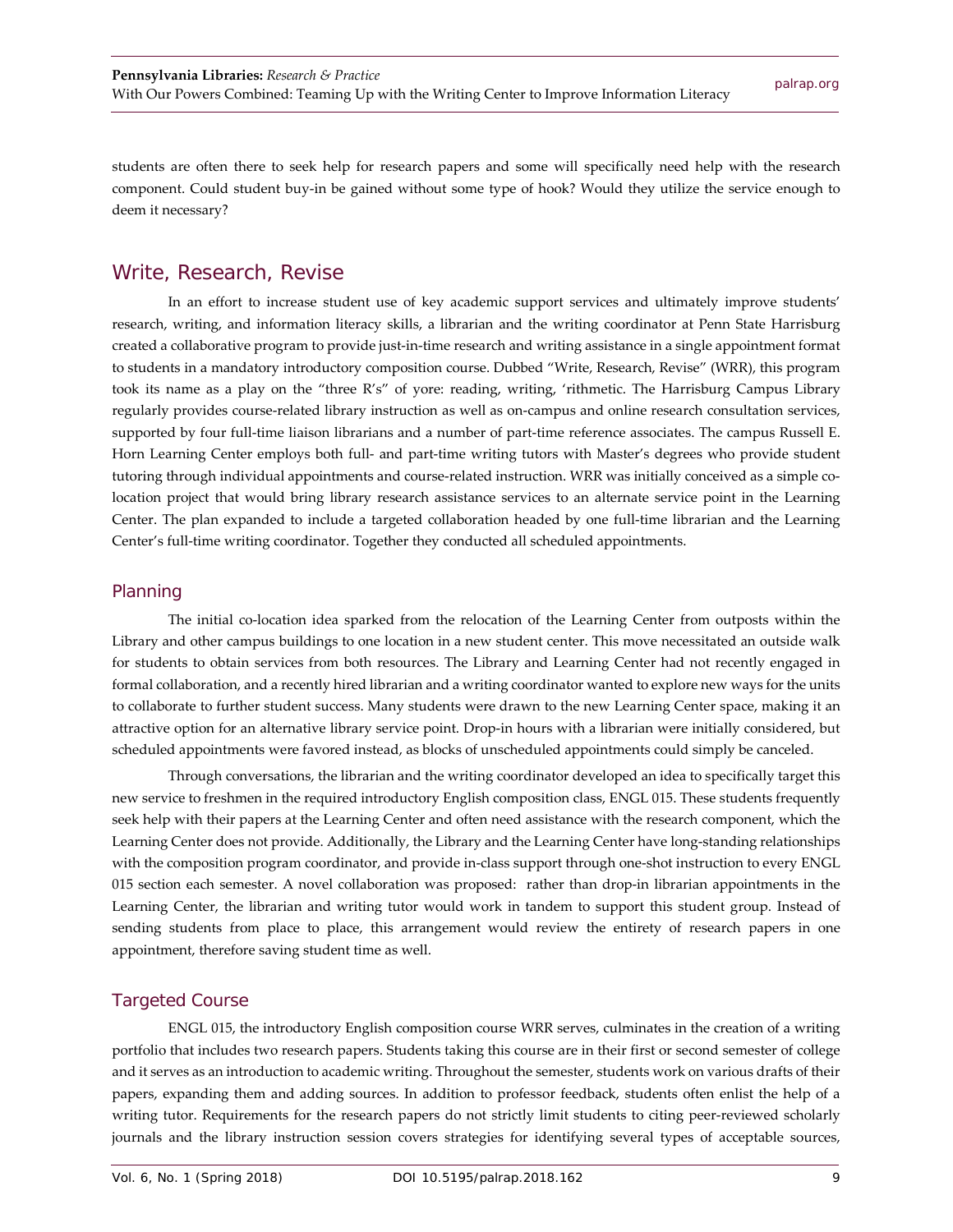students are often there to seek help for research papers and some will specifically need help with the research component. Could student buy-in be gained without some type of hook? Would they utilize the service enough to deem it necessary?

## Write, Research, Revise

In an effort to increase student use of key academic support services and ultimately improve students' research, writing, and information literacy skills, a librarian and the writing coordinator at Penn State Harrisburg created a collaborative program to provide just-in-time research and writing assistance in a single appointment format to students in a mandatory introductory composition course. Dubbed "Write, Research, Revise" (WRR), this program took its name as a play on the "three R's" of yore: reading, writing, 'rithmetic. The Harrisburg Campus Library regularly provides course-related library instruction as well as on-campus and online research consultation services, supported by four full-time liaison librarians and a number of part-time reference associates. The campus Russell E. Horn Learning Center employs both full- and part-time writing tutors with Master's degrees who provide student tutoring through individual appointments and course-related instruction. WRR was initially conceived as a simple co-location project that would bring library research assistance services to an alternate service point in the Learning Center. The plan expanded to include a targeted collaboration headed by one full-time librarian and the Learning Center's full-time writing coordinator. Together they conducted all scheduled appointments.

### Planning

The initial co-location idea sparked from the relocation of the Learning Center from outposts within the Library and other campus buildings to one location in a new student center. This move necessitated an outside walk for students to obtain services from both resources. The Library and Learning Center had not recently engaged in formal collaboration, and a recently hired librarian and a writing coordinator wanted to explore new ways for the units to collaborate to further student success. Many students were drawn to the new Learning Center space, making it an attractive option for an alternative library service point. Drop-in hours with a librarian were initially considered, but scheduled appointments were favored instead, as blocks of unscheduled appointments could simply be canceled.

Through conversations, the librarian and the writing coordinator developed an idea to specifically target this new service to freshmen in the required introductory English composition class, ENGL 015. These students frequently seek help with their papers at the Learning Center and often need assistance with the research component, which the Learning Center does not provide. Additionally, the Library and the Learning Center have long-standing relationships with the composition program coordinator, and provide in-class support through one-shot instruction to every ENGL 015 section each semester. A novel collaboration was proposed: rather than drop-in librarian appointments in the Learning Center, the librarian and writing tutor would work in tandem to support this student group. Instead of sending students from place to place, this arrangement would review the entirety of research papers in one appointment, therefore saving student time as well.

### Targeted Course

ENGL 015, the introductory English composition course WRR serves, culminates in the creation of a writing portfolio that includes two research papers. Students taking this course are in their first or second semester of college and it serves as an introduction to academic writing. Throughout the semester, students work on various drafts of their papers, expanding them and adding sources. In addition to professor feedback, students often enlist the help of a writing tutor. Requirements for the research papers do not strictly limit students to citing peer-reviewed scholarly journals and the library instruction session covers strategies for identifying several types of acceptable sources,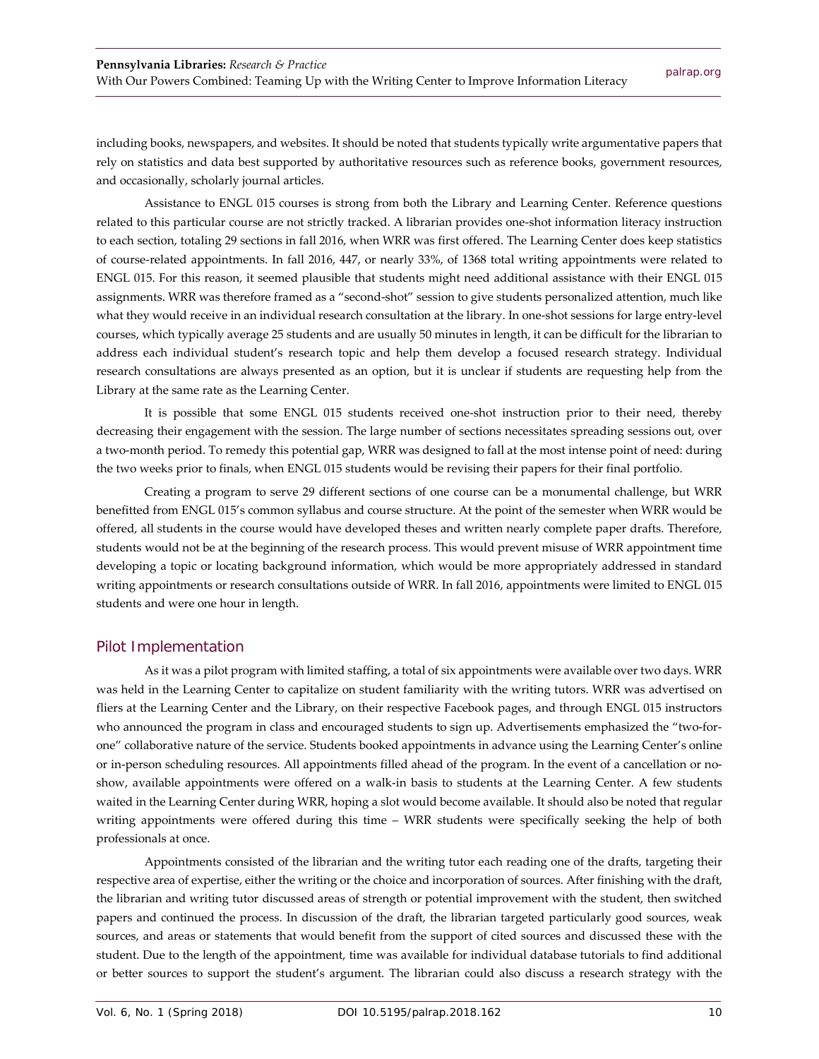including books, newspapers, and websites. It should be noted that students typically write argumentative papers that rely on statistics and data best supported by authoritative resources such as reference books, government resources, and occasionally, scholarly journal articles.

Assistance to ENGL 015 courses is strong from both the Library and Learning Center. Reference questions related to this particular course are not strictly tracked. A librarian provides one-shot information literacy instruction to each section, totaling 29 sections in fall 2016, when WRR was first offered. The Learning Center does keep statistics of course-related appointments. In fall 2016, 447, or nearly 33%, of 1368 total writing appointments were related to ENGL 015. For this reason, it seemed plausible that students might need additional assistance with their ENGL 015 assignments. WRR was therefore framed as a "second-shot" session to give students personalized attention, much like what they would receive in an individual research consultation at the library. In one-shot sessions for large entry-level courses, which typically average 25 students and are usually 50 minutes in length, it can be difficult for the librarian to address each individual student's research topic and help them develop a focused research strategy. Individual research consultations are always presented as an option, but it is unclear if students are requesting help from the Library at the same rate as the Learning Center.

It is possible that some ENGL 015 students received one-shot instruction prior to their need, thereby decreasing their engagement with the session. The large number of sections necessitates spreading sessions out, over a two-month period. To remedy this potential gap, WRR was designed to fall at the most intense point of need: during the two weeks prior to finals, when ENGL 015 students would be revising their papers for their final portfolio.

Creating a program to serve 29 different sections of one course can be a monumental challenge, but WRR benefitted from ENGL 015's common syllabus and course structure. At the point of the semester when WRR would be offered, all students in the course would have developed theses and written nearly complete paper drafts. Therefore, students would not be at the beginning of the research process. This would prevent misuse of WRR appointment time developing a topic or locating background information, which would be more appropriately addressed in standard writing appointments or research consultations outside of WRR. In fall 2016, appointments were limited to ENGL 015 students and were one hour in length.

## Pilot Implementation

As it was a pilot program with limited staffing, a total of six appointments were available over two days. WRR was held in the Learning Center to capitalize on student familiarity with the writing tutors. WRR was advertised on fliers at the Learning Center and the Library, on their respective Facebook pages, and through ENGL 015 instructors who announced the program in class and encouraged students to sign up. Advertisements emphasized the "two-for-one" collaborative nature of the service. Students booked appointments in advance using the Learning Center's online or in-person scheduling resources. All appointments filled ahead of the program. In the event of a cancellation or no-show, available appointments were offered on a walk-in basis to students at the Learning Center. A few students waited in the Learning Center during WRR, hoping a slot would become available. It should also be noted that regular writing appointments were offered during this time – WRR students were specifically seeking the help of both professionals at once.

Appointments consisted of the librarian and the writing tutor each reading one of the drafts, targeting their respective area of expertise, either the writing or the choice and incorporation of sources. After finishing with the draft, the librarian and writing tutor discussed areas of strength or potential improvement with the student, then switched papers and continued the process. In discussion of the draft, the librarian targeted particularly good sources, weak sources, and areas or statements that would benefit from the support of cited sources and discussed these with the student. Due to the length of the appointment, time was available for individual database tutorials to find additional or better sources to support the student's argument. The librarian could also discuss a research strategy with the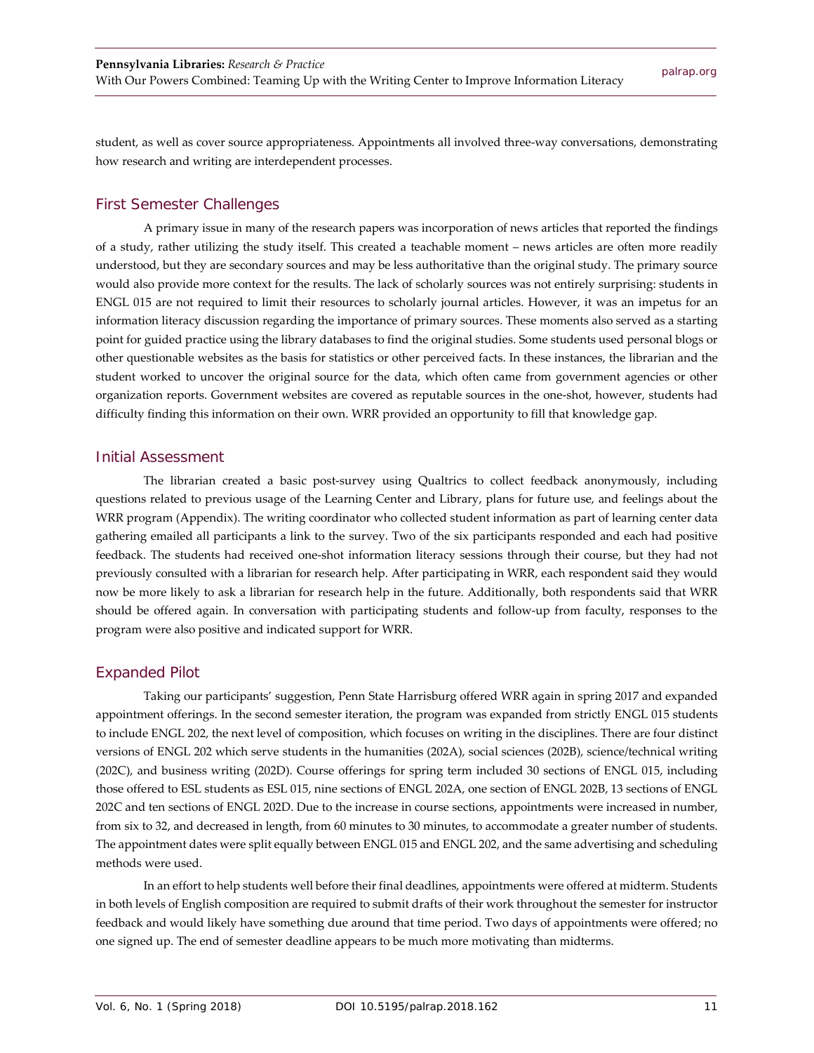student, as well as cover source appropriateness. Appointments all involved three-way conversations, demonstrating how research and writing are interdependent processes.

## First Semester Challenges

A primary issue in many of the research papers was incorporation of news articles that reported the findings of a study, rather utilizing the study itself. This created a teachable moment – news articles are often more readily understood, but they are secondary sources and may be less authoritative than the original study. The primary source would also provide more context for the results. The lack of scholarly sources was not entirely surprising: students in ENGL 015 are not required to limit their resources to scholarly journal articles. However, it was an impetus for an information literacy discussion regarding the importance of primary sources. These moments also served as a starting point for guided practice using the library databases to find the original studies. Some students used personal blogs or other questionable websites as the basis for statistics or other perceived facts. In these instances, the librarian and the student worked to uncover the original source for the data, which often came from government agencies or other organization reports. Government websites are covered as reputable sources in the one-shot, however, students had difficulty finding this information on their own. WRR provided an opportunity to fill that knowledge gap.

## Initial Assessment

The librarian created a basic post-survey using Qualtrics to collect feedback anonymously, including questions related to previous usage of the Learning Center and Library, plans for future use, and feelings about the WRR program (Appendix). The writing coordinator who collected student information as part of learning center data gathering emailed all participants a link to the survey. Two of the six participants responded and each had positive feedback. The students had received one-shot information literacy sessions through their course, but they had not previously consulted with a librarian for research help. After participating in WRR, each respondent said they would now be more likely to ask a librarian for research help in the future. Additionally, both respondents said that WRR should be offered again. In conversation with participating students and follow-up from faculty, responses to the program were also positive and indicated support for WRR.

## Expanded Pilot

Taking our participants' suggestion, Penn State Harrisburg offered WRR again in spring 2017 and expanded appointment offerings. In the second semester iteration, the program was expanded from strictly ENGL 015 students to include ENGL 202, the next level of composition, which focuses on writing in the disciplines. There are four distinct versions of ENGL 202 which serve students in the humanities (202A), social sciences (202B), science/technical writing (202C), and business writing (202D). Course offerings for spring term included 30 sections of ENGL 015, including those offered to ESL students as ESL 015, nine sections of ENGL 202A, one section of ENGL 202B, 13 sections of ENGL 202C and ten sections of ENGL 202D. Due to the increase in course sections, appointments were increased in number, from six to 32, and decreased in length, from 60 minutes to 30 minutes, to accommodate a greater number of students. The appointment dates were split equally between ENGL 015 and ENGL 202, and the same advertising and scheduling methods were used.

In an effort to help students well before their final deadlines, appointments were offered at midterm. Students in both levels of English composition are required to submit drafts of their work throughout the semester for instructor feedback and would likely have something due around that time period. Two days of appointments were offered; no one signed up. The end of semester deadline appears to be much more motivating than midterms.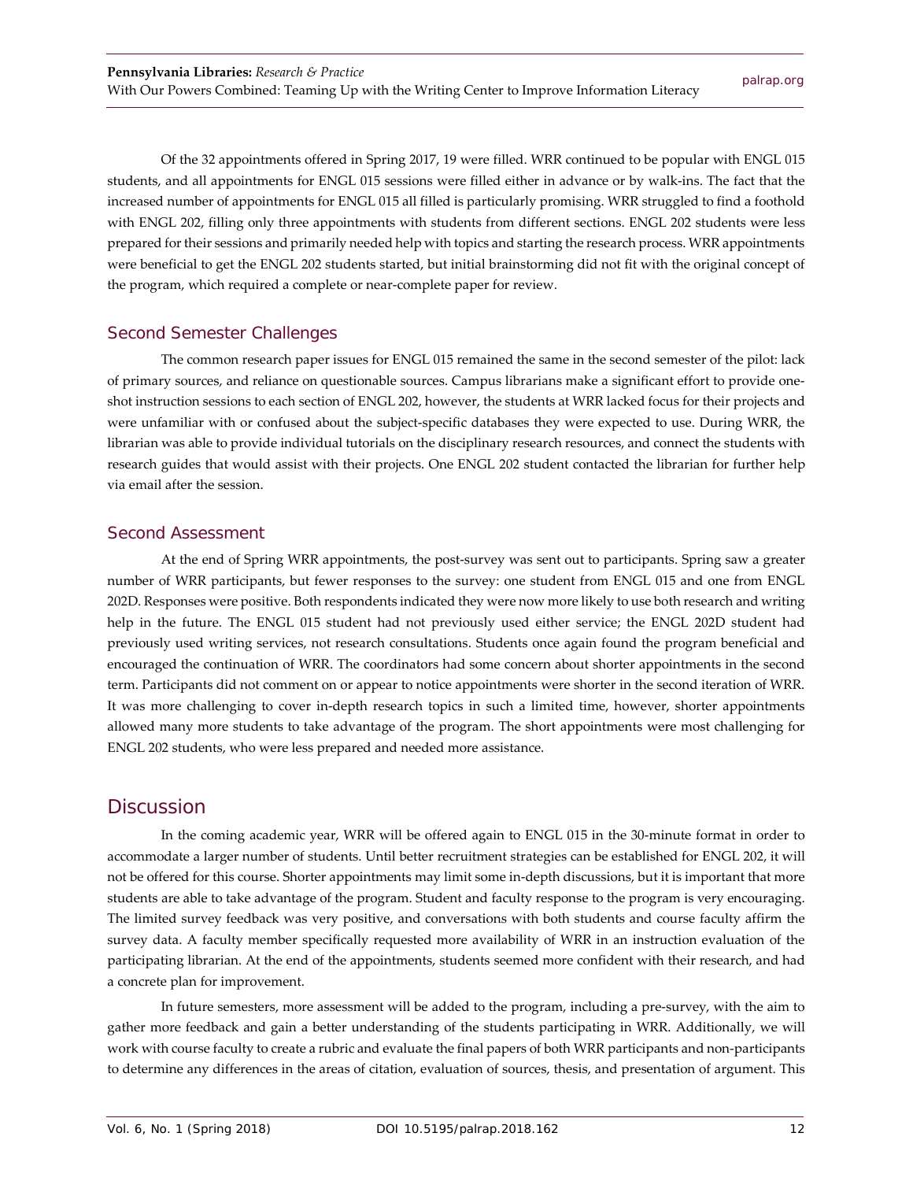Of the 32 appointments offered in Spring 2017, 19 were filled. WRR continued to be popular with ENGL 015 students, and all appointments for ENGL 015 sessions were filled either in advance or by walk-ins. The fact that the increased number of appointments for ENGL 015 all filled is particularly promising. WRR struggled to find a foothold with ENGL 202, filling only three appointments with students from different sections. ENGL 202 students were less prepared for their sessions and primarily needed help with topics and starting the research process. WRR appointments were beneficial to get the ENGL 202 students started, but initial brainstorming did not fit with the original concept of the program, which required a complete or near-complete paper for review.

### Second Semester Challenges

The common research paper issues for ENGL 015 remained the same in the second semester of the pilot: lack of primary sources, and reliance on questionable sources. Campus librarians make a significant effort to provide one-shot instruction sessions to each section of ENGL 202, however, the students at WRR lacked focus for their projects and were unfamiliar with or confused about the subject-specific databases they were expected to use. During WRR, the librarian was able to provide individual tutorials on the disciplinary research resources, and connect the students with research guides that would assist with their projects. One ENGL 202 student contacted the librarian for further help via email after the session.

### Second Assessment

At the end of Spring WRR appointments, the post-survey was sent out to participants. Spring saw a greater number of WRR participants, but fewer responses to the survey: one student from ENGL 015 and one from ENGL 202D. Responses were positive. Both respondents indicated they were now more likely to use both research and writing help in the future. The ENGL 015 student had not previously used either service; the ENGL 202D student had previously used writing services, not research consultations. Students once again found the program beneficial and encouraged the continuation of WRR. The coordinators had some concern about shorter appointments in the second term. Participants did not comment on or appear to notice appointments were shorter in the second iteration of WRR. It was more challenging to cover in-depth research topics in such a limited time, however, shorter appointments allowed many more students to take advantage of the program. The short appointments were most challenging for ENGL 202 students, who were less prepared and needed more assistance.

## Discussion

In the coming academic year, WRR will be offered again to ENGL 015 in the 30-minute format in order to accommodate a larger number of students. Until better recruitment strategies can be established for ENGL 202, it will not be offered for this course. Shorter appointments may limit some in-depth discussions, but it is important that more students are able to take advantage of the program. Student and faculty response to the program is very encouraging. The limited survey feedback was very positive, and conversations with both students and course faculty affirm the survey data. A faculty member specifically requested more availability of WRR in an instruction evaluation of the participating librarian. At the end of the appointments, students seemed more confident with their research, and had a concrete plan for improvement.

In future semesters, more assessment will be added to the program, including a pre-survey, with the aim to gather more feedback and gain a better understanding of the students participating in WRR. Additionally, we will work with course faculty to create a rubric and evaluate the final papers of both WRR participants and non-participants to determine any differences in the areas of citation, evaluation of sources, thesis, and presentation of argument. This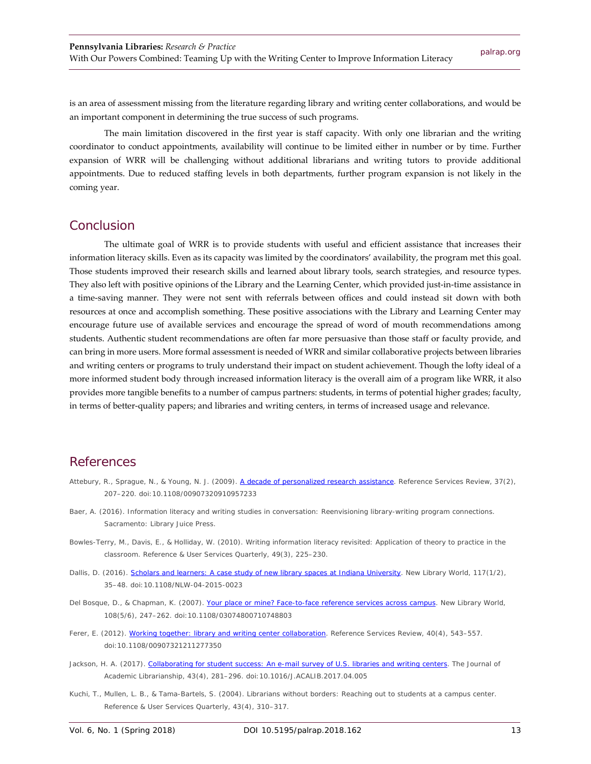is an area of assessment missing from the literature regarding library and writing center collaborations, and would be an important component in determining the true success of such programs.

The main limitation discovered in the first year is staff capacity. With only one librarian and the writing coordinator to conduct appointments, availability will continue to be limited either in number or by time. Further expansion of WRR will be challenging without additional librarians and writing tutors to provide additional appointments. Due to reduced staffing levels in both departments, further program expansion is not likely in the coming year.

## Conclusion

The ultimate goal of WRR is to provide students with useful and efficient assistance that increases their information literacy skills. Even as its capacity was limited by the coordinators' availability, the program met this goal. Those students improved their research skills and learned about library tools, search strategies, and resource types. They also left with positive opinions of the Library and the Learning Center, which provided just-in-time assistance in a time-saving manner. They were not sent with referrals between offices and could instead sit down with both resources at once and accomplish something. These positive associations with the Library and Learning Center may encourage future use of available services and encourage the spread of word of mouth recommendations among students. Authentic student recommendations are often far more persuasive than those staff or faculty provide, and can bring in more users. More formal assessment is needed of WRR and similar collaborative projects between libraries and writing centers or programs to truly understand their impact on student achievement. Though the lofty ideal of a more informed student body through increased information literacy is the overall aim of a program like WRR, it also provides more tangible benefits to a number of campus partners: students, in terms of potential higher grades; faculty, in terms of better-quality papers; and libraries and writing centers, in terms of increased usage and relevance.

## References

Attebury, R., Sprague, N., & Young, N. J. (2009). A decade of personalized research assistance. Reference Services Review, 37(2), 207–220. doi:10.1108/00907320910957233

Baer, A. (2016). Information literacy and writing studies in conversation: Reenvisioning library-writing program connections. Sacramento: Library Juice Press.

Bowles-Terry, M., Davis, E., & Holliday, W. (2010). Writing information literacy revisited: Application of theory to practice in the classroom. Reference & User Services Quarterly, 49(3), 225–230.

Dallis, D. (2016). Scholars and learners: A case study of new library spaces at Indiana University. New Library World, 117(1/2), 35–48. doi:10.1108/NLW-04-2015-0023

Del Bosque, D., & Chapman, K. (2007). Your place or mine? Face-to-face reference services across campus. New Library World, 108(5/6), 247–262. doi:10.1108/03074800710748803

Ferer, E. (2012). Working together: library and writing center collaboration. Reference Services Review, 40(4), 543–557. doi:10.1108/00907321211277350

Jackson, H. A. (2017). Collaborating for student success: An e-mail survey of U.S. libraries and writing centers. The Journal of Academic Librarianship, 43(4), 281–296. doi:10.1016/J.ACALIB.2017.04.005

Kuchi, T., Mullen, L. B., & Tama-Bartels, S. (2004). Librarians without borders: Reaching out to students at a campus center. Reference & User Services Quarterly, 43(4), 310–317.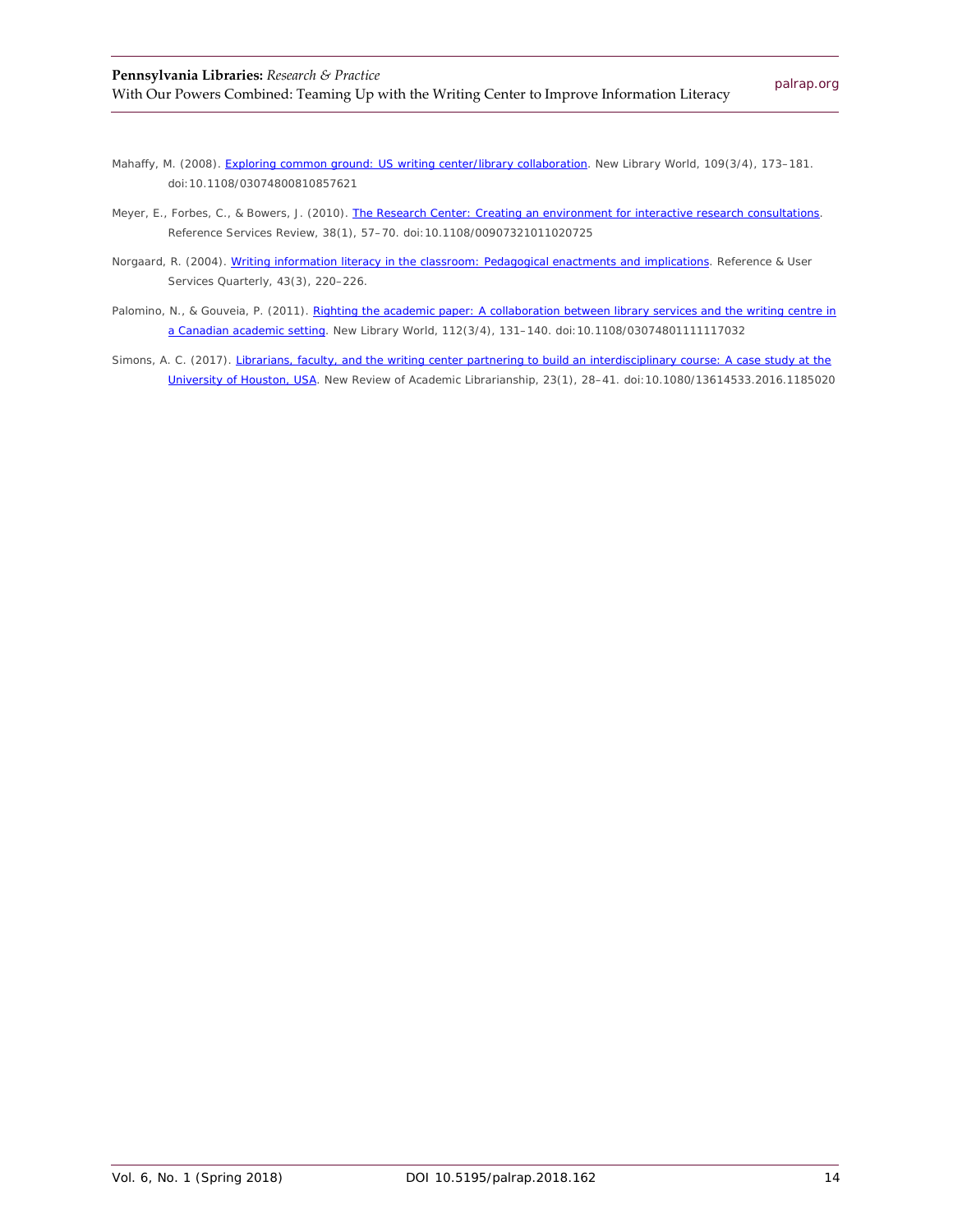Mahaffy, M. (2008). [Exploring common ground: US writing center/library collaboration](). New Library World, 109(3/4), 173–181. doi:10.1108/03074800810857621

Meyer, E., Forbes, C., & Bowers, J. (2010). [The Research Center: Creating an environment for interactive research consultations](). Reference Services Review, 38(1), 57–70. doi:10.1108/00907321011020725

Norgaard, R. (2004). [Writing information literacy in the classroom: Pedagogical enactments and implications](). Reference & User Services Quarterly, 43(3), 220–226.

Palomino, N., & Gouveia, P. (2011). [Righting the academic paper: A collaboration between library services and the writing centre in a Canadian academic setting](). New Library World, 112(3/4), 131–140. doi:10.1108/03074801111117032

Simons, A. C. (2017). [Librarians, faculty, and the writing center partnering to build an interdisciplinary course: A case study at the University of Houston, USA](). New Review of Academic Librarianship, 23(1), 28–41. doi:10.1080/13614533.2016.1185020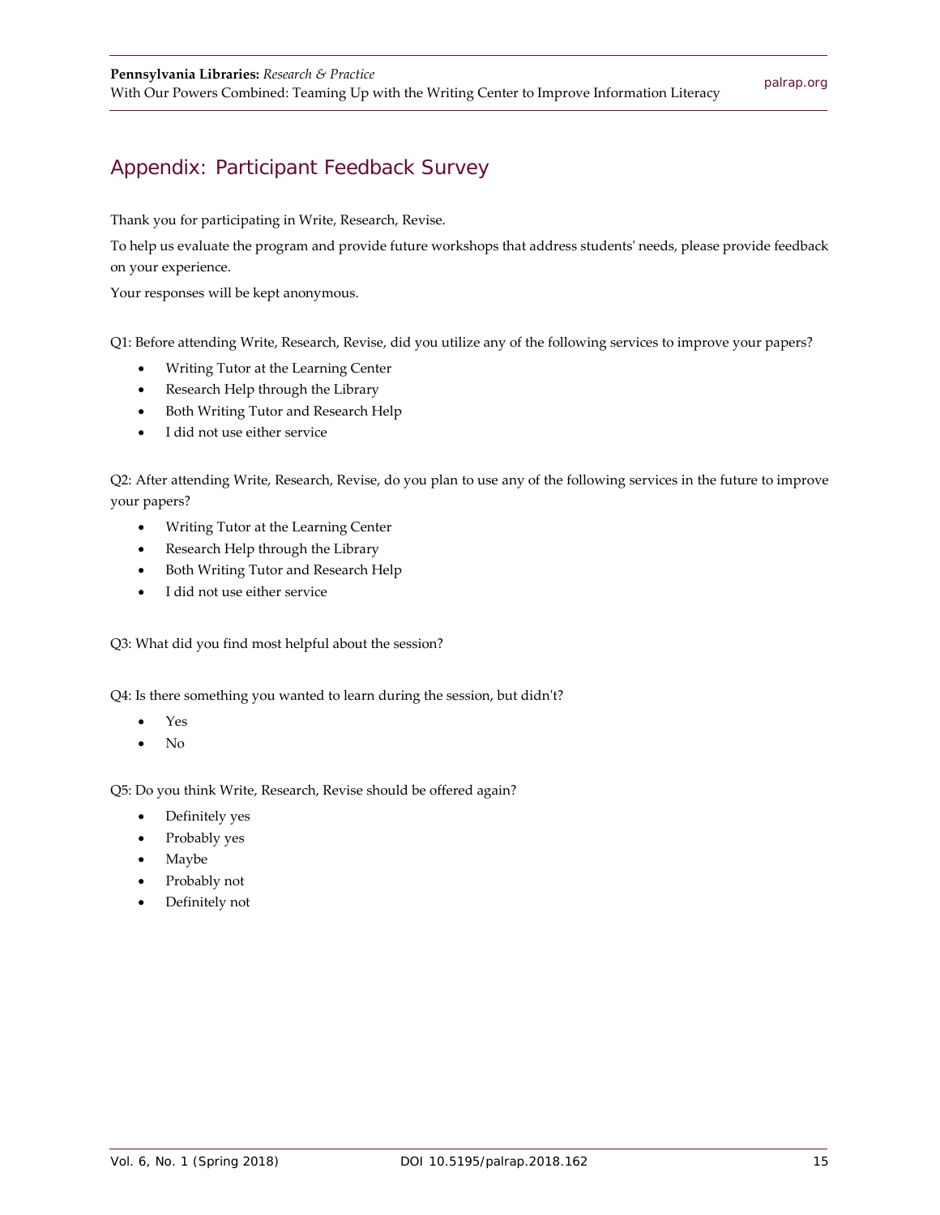## Appendix: Participant Feedback Survey

Thank you for participating in Write, Research, Revise.

To help us evaluate the program and provide future workshops that address students' needs, please provide feedback on your experience.

Your responses will be kept anonymous.

Q1: Before attending Write, Research, Revise, did you utilize any of the following services to improve your papers?

- Writing Tutor at the Learning Center
- Research Help through the Library
- Both Writing Tutor and Research Help
- I did not use either service

Q2: After attending Write, Research, Revise, do you plan to use any of the following services in the future to improve your papers?

- Writing Tutor at the Learning Center
- Research Help through the Library
- Both Writing Tutor and Research Help
- I did not use either service

Q3: What did you find most helpful about the session?

Q4: Is there something you wanted to learn during the session, but didn't?

- Yes
- No

Q5: Do you think Write, Research, Revise should be offered again?

- Definitely yes
- Probably yes
- Maybe
- Probably not
- Definitely not